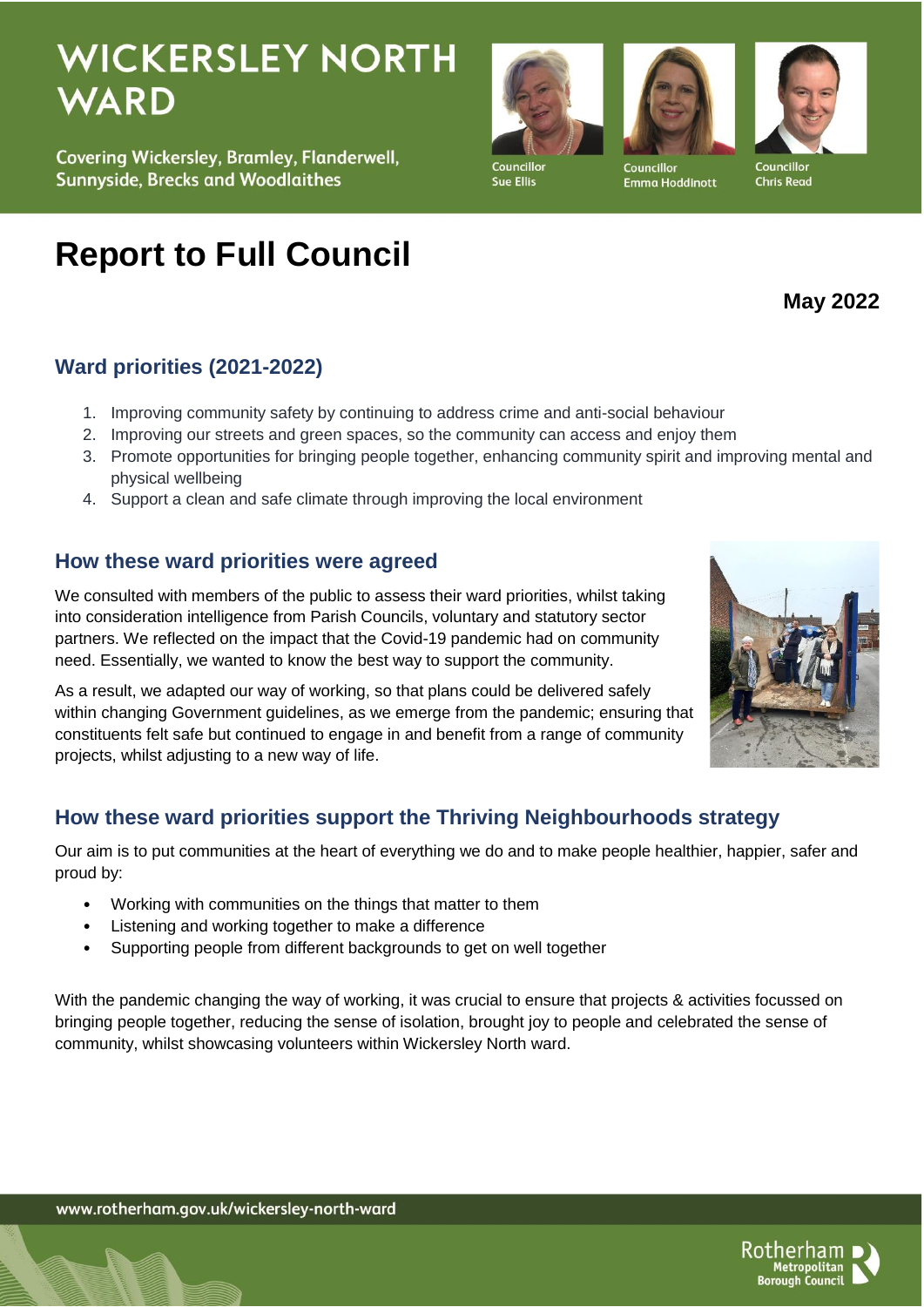# WICKERSLEY NORTH WARD

Covering Wickersley, Bramley, Flanderwell, Sunnyside, Brecks and Woodlaithes

Councillor Sue Ellis

Councillor Emma Hoddinott

Councillor Chris Read

# Report to Full Council

**May 2022**

## Ward priorities (2021-2022)

1. Improving community safety by continuing to address crime and anti-social behaviour
2. Improving our streets and green spaces, so the community can access and enjoy them
3. Promote opportunities for bringing people together, enhancing community spirit and improving mental and physical wellbeing
4. Support a clean and safe climate through improving the local environment

## How these ward priorities were agreed

We consulted with members of the public to assess their ward priorities, whilst taking into consideration intelligence from Parish Councils, voluntary and statutory sector partners. We reflected on the impact that the Covid-19 pandemic had on community need. Essentially, we wanted to know the best way to support the community.

As a result, we adapted our way of working, so that plans could be delivered safely within changing Government guidelines, as we emerge from the pandemic; ensuring that constituents felt safe but continued to engage in and benefit from a range of community projects, whilst adjusting to a new way of life.

## How these ward priorities support the Thriving Neighbourhoods strategy

Our aim is to put communities at the heart of everything we do and to make people healthier, happier, safer and proud by:

- Working with communities on the things that matter to them
- Listening and working together to make a difference
- Supporting people from different backgrounds to get on well together

With the pandemic changing the way of working, it was crucial to ensure that projects & activities focussed on bringing people together, reducing the sense of isolation, brought joy to people and celebrated the sense of community, whilst showcasing volunteers within Wickersley North ward.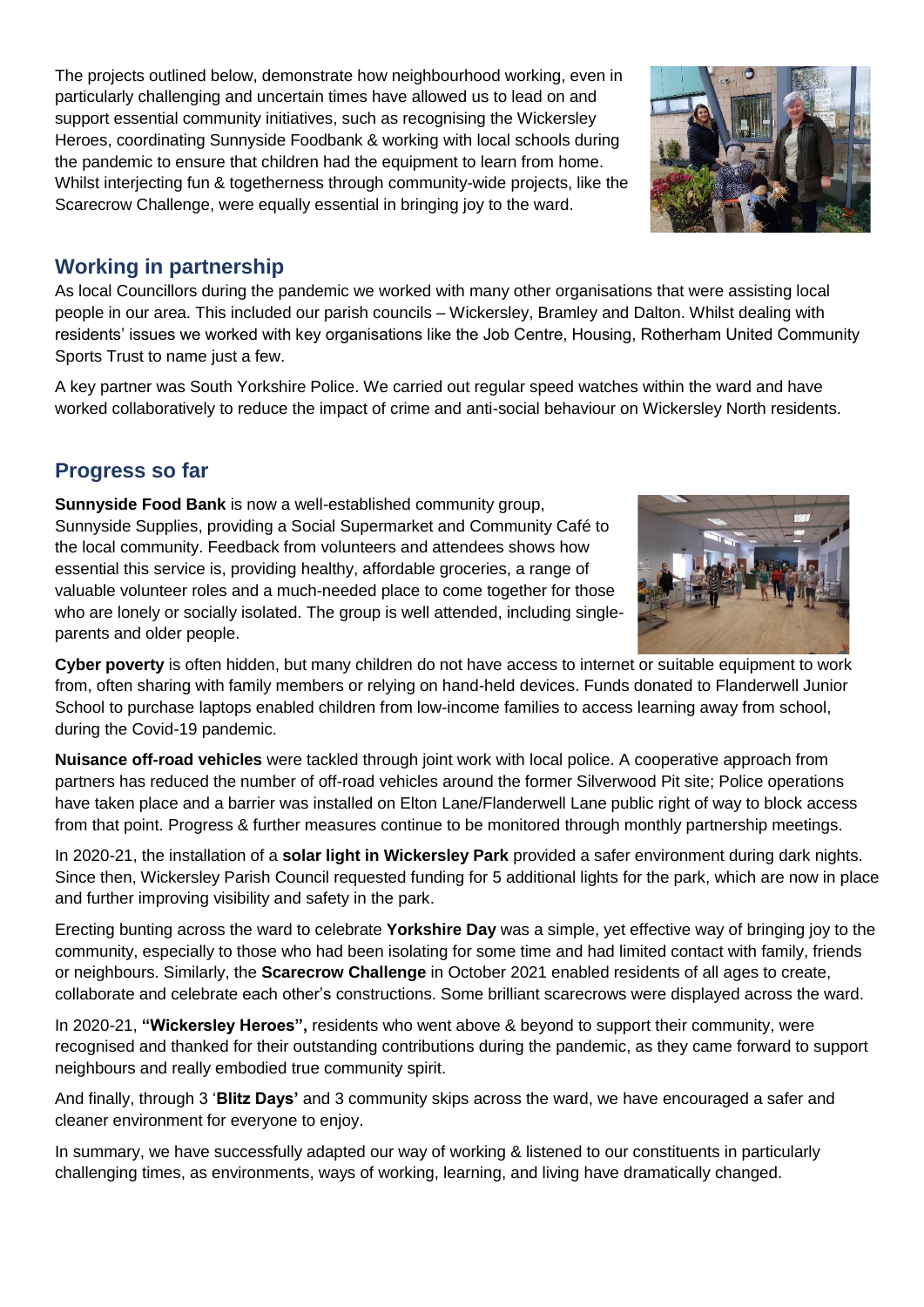The projects outlined below, demonstrate how neighbourhood working, even in particularly challenging and uncertain times have allowed us to lead on and support essential community initiatives, such as recognising the Wickersley Heroes, coordinating Sunnyside Foodbank & working with local schools during the pandemic to ensure that children had the equipment to learn from home. Whilst interjecting fun & togetherness through community-wide projects, like the Scarecrow Challenge, were equally essential in bringing joy to the ward.

## Working in partnership

As local Councillors during the pandemic we worked with many other organisations that were assisting local people in our area. This included our parish councils – Wickersley, Bramley and Dalton. Whilst dealing with residents' issues we worked with key organisations like the Job Centre, Housing, Rotherham United Community Sports Trust to name just a few.

A key partner was South Yorkshire Police. We carried out regular speed watches within the ward and have worked collaboratively to reduce the impact of crime and anti-social behaviour on Wickersley North residents.

## Progress so far

**Sunnyside Food Bank** is now a well-established community group, Sunnyside Supplies, providing a Social Supermarket and Community Café to the local community. Feedback from volunteers and attendees shows how essential this service is, providing healthy, affordable groceries, a range of valuable volunteer roles and a much-needed place to come together for those who are lonely or socially isolated. The group is well attended, including single-parents and older people.

**Cyber poverty** is often hidden, but many children do not have access to internet or suitable equipment to work from, often sharing with family members or relying on hand-held devices. Funds donated to Flanderwell Junior School to purchase laptops enabled children from low-income families to access learning away from school, during the Covid-19 pandemic.

**Nuisance off-road vehicles** were tackled through joint work with local police. A cooperative approach from partners has reduced the number of off-road vehicles around the former Silverwood Pit site; Police operations have taken place and a barrier was installed on Elton Lane/Flanderwell Lane public right of way to block access from that point. Progress & further measures continue to be monitored through monthly partnership meetings.

In 2020-21, the installation of a **solar light in Wickersley Park** provided a safer environment during dark nights. Since then, Wickersley Parish Council requested funding for 5 additional lights for the park, which are now in place and further improving visibility and safety in the park.

Erecting bunting across the ward to celebrate **Yorkshire Day** was a simple, yet effective way of bringing joy to the community, especially to those who had been isolating for some time and had limited contact with family, friends or neighbours. Similarly, the **Scarecrow Challenge** in October 2021 enabled residents of all ages to create, collaborate and celebrate each other's constructions. Some brilliant scarecrows were displayed across the ward.

In 2020-21, **"Wickersley Heroes",** residents who went above & beyond to support their community, were recognised and thanked for their outstanding contributions during the pandemic, as they came forward to support neighbours and really embodied true community spirit.

And finally, through 3 '**Blitz Days'** and 3 community skips across the ward, we have encouraged a safer and cleaner environment for everyone to enjoy.

In summary, we have successfully adapted our way of working & listened to our constituents in particularly challenging times, as environments, ways of working, learning, and living have dramatically changed.